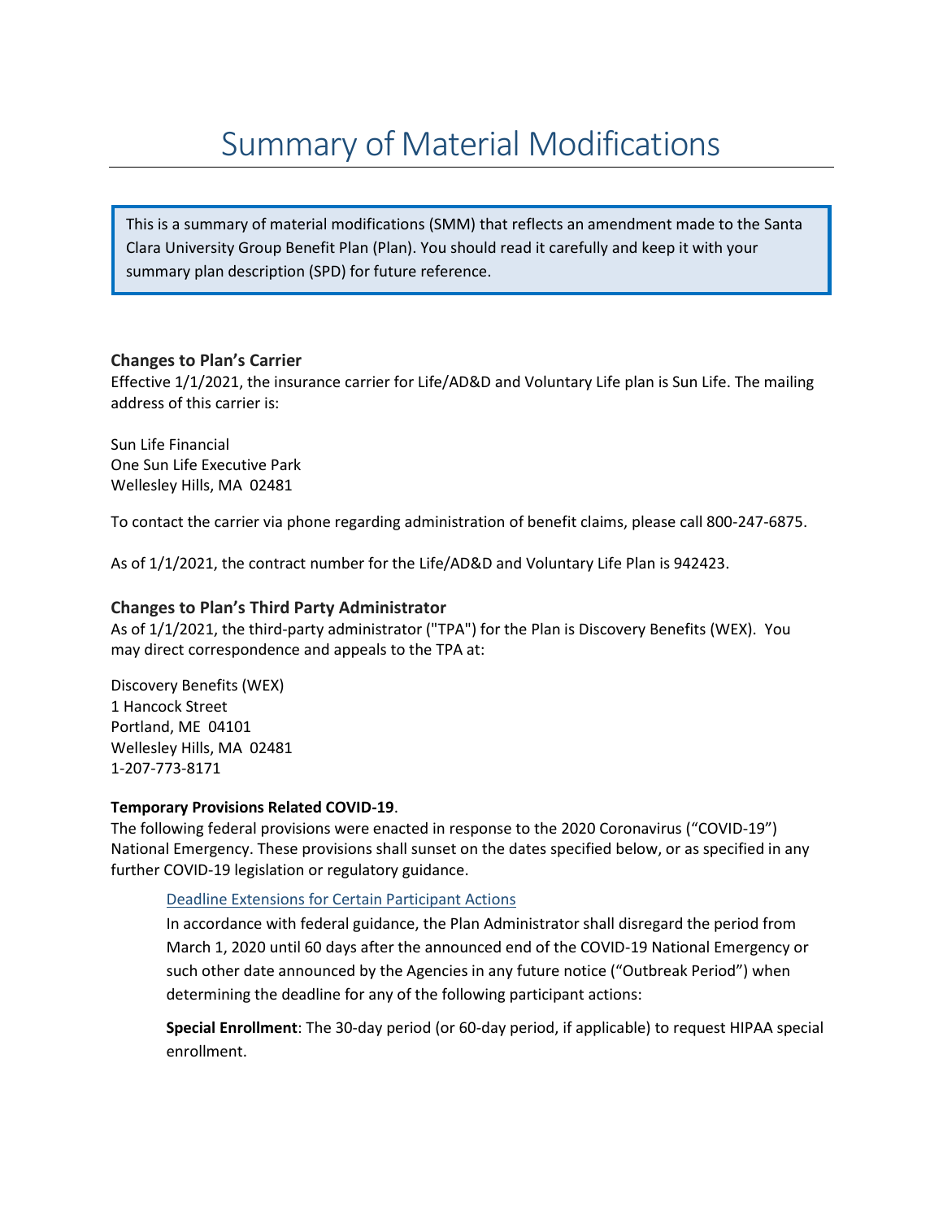# Summary of Material Modifications

This is a summary of material modifications (SMM) that reflects an amendment made to the Santa Clara University Group Benefit Plan (Plan). You should read it carefully and keep it with your summary plan description (SPD) for future reference.

### Changes to Plan's Carrier

Effective 1/1/2021, the insurance carrier for Life/AD&D and Voluntary Life plan is Sun Life. The mailing address of this carrier is:

Sun Life Financial
One Sun Life Executive Park
Wellesley Hills, MA 02481

To contact the carrier via phone regarding administration of benefit claims, please call 800-247-6875.

As of 1/1/2021, the contract number for the Life/AD&D and Voluntary Life Plan is 942423.

### Changes to Plan's Third Party Administrator

As of 1/1/2021, the third-party administrator ("TPA") for the Plan is Discovery Benefits (WEX). You may direct correspondence and appeals to the TPA at:

Discovery Benefits (WEX)
1 Hancock Street
Portland, ME 04101
Wellesley Hills, MA 02481
1-207-773-8171

**Temporary Provisions Related COVID-19**.

The following federal provisions were enacted in response to the 2020 Coronavirus ("COVID-19") National Emergency. These provisions shall sunset on the dates specified below, or as specified in any further COVID-19 legislation or regulatory guidance.

Deadline Extensions for Certain Participant Actions

In accordance with federal guidance, the Plan Administrator shall disregard the period from March 1, 2020 until 60 days after the announced end of the COVID-19 National Emergency or such other date announced by the Agencies in any future notice ("Outbreak Period") when determining the deadline for any of the following participant actions:

**Special Enrollment**: The 30-day period (or 60-day period, if applicable) to request HIPAA special enrollment.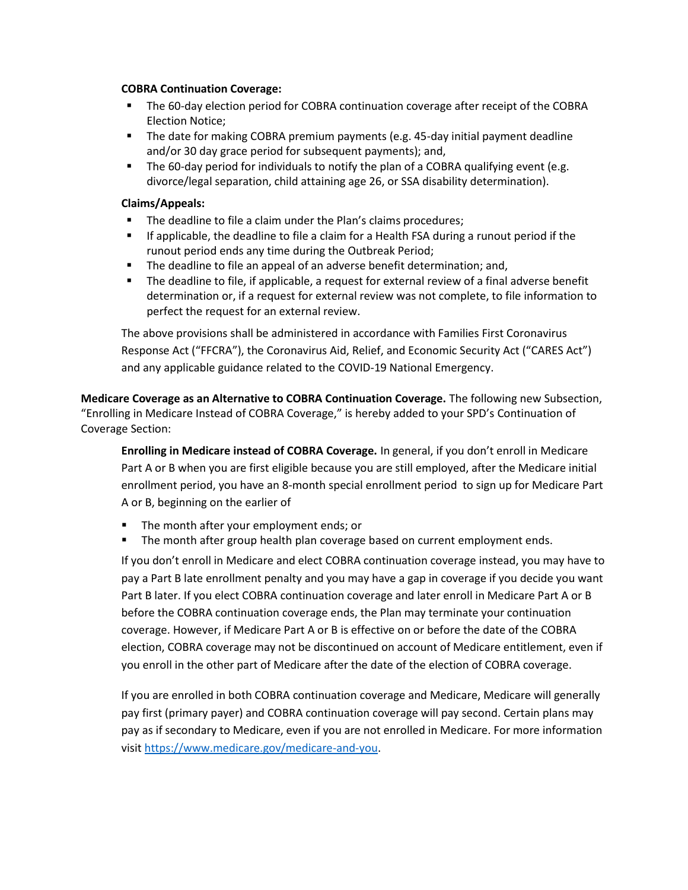**COBRA Continuation Coverage:**

- The 60-day election period for COBRA continuation coverage after receipt of the COBRA Election Notice;
- The date for making COBRA premium payments (e.g. 45-day initial payment deadline and/or 30 day grace period for subsequent payments); and,
- The 60-day period for individuals to notify the plan of a COBRA qualifying event (e.g. divorce/legal separation, child attaining age 26, or SSA disability determination).

**Claims/Appeals:**

- The deadline to file a claim under the Plan's claims procedures;
- If applicable, the deadline to file a claim for a Health FSA during a runout period if the runout period ends any time during the Outbreak Period;
- The deadline to file an appeal of an adverse benefit determination; and,
- The deadline to file, if applicable, a request for external review of a final adverse benefit determination or, if a request for external review was not complete, to file information to perfect the request for an external review.

The above provisions shall be administered in accordance with Families First Coronavirus Response Act ("FFCRA"), the Coronavirus Aid, Relief, and Economic Security Act ("CARES Act") and any applicable guidance related to the COVID-19 National Emergency.

**Medicare Coverage as an Alternative to COBRA Continuation Coverage.** The following new Subsection, "Enrolling in Medicare Instead of COBRA Coverage," is hereby added to your SPD's Continuation of Coverage Section:

**Enrolling in Medicare instead of COBRA Coverage.** In general, if you don't enroll in Medicare Part A or B when you are first eligible because you are still employed, after the Medicare initial enrollment period, you have an 8-month special enrollment period to sign up for Medicare Part A or B, beginning on the earlier of

- The month after your employment ends; or
- The month after group health plan coverage based on current employment ends.

If you don't enroll in Medicare and elect COBRA continuation coverage instead, you may have to pay a Part B late enrollment penalty and you may have a gap in coverage if you decide you want Part B later. If you elect COBRA continuation coverage and later enroll in Medicare Part A or B before the COBRA continuation coverage ends, the Plan may terminate your continuation coverage. However, if Medicare Part A or B is effective on or before the date of the COBRA election, COBRA coverage may not be discontinued on account of Medicare entitlement, even if you enroll in the other part of Medicare after the date of the election of COBRA coverage.

If you are enrolled in both COBRA continuation coverage and Medicare, Medicare will generally pay first (primary payer) and COBRA continuation coverage will pay second. Certain plans may pay as if secondary to Medicare, even if you are not enrolled in Medicare. For more information visit https://www.medicare.gov/medicare-and-you.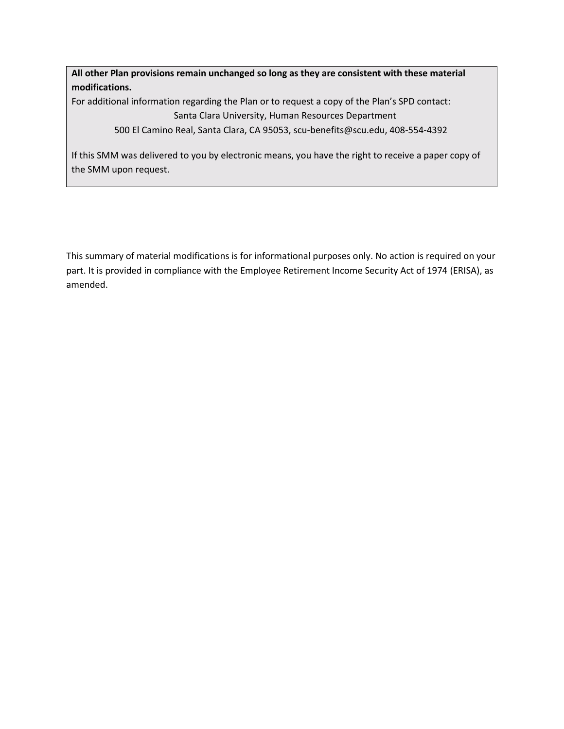**All other Plan provisions remain unchanged so long as they are consistent with these material modifications.**

For additional information regarding the Plan or to request a copy of the Plan's SPD contact:

Santa Clara University, Human Resources Department

500 El Camino Real, Santa Clara, CA 95053, scu-benefits@scu.edu, 408-554-4392

If this SMM was delivered to you by electronic means, you have the right to receive a paper copy of the SMM upon request.

This summary of material modifications is for informational purposes only. No action is required on your part. It is provided in compliance with the Employee Retirement Income Security Act of 1974 (ERISA), as amended.